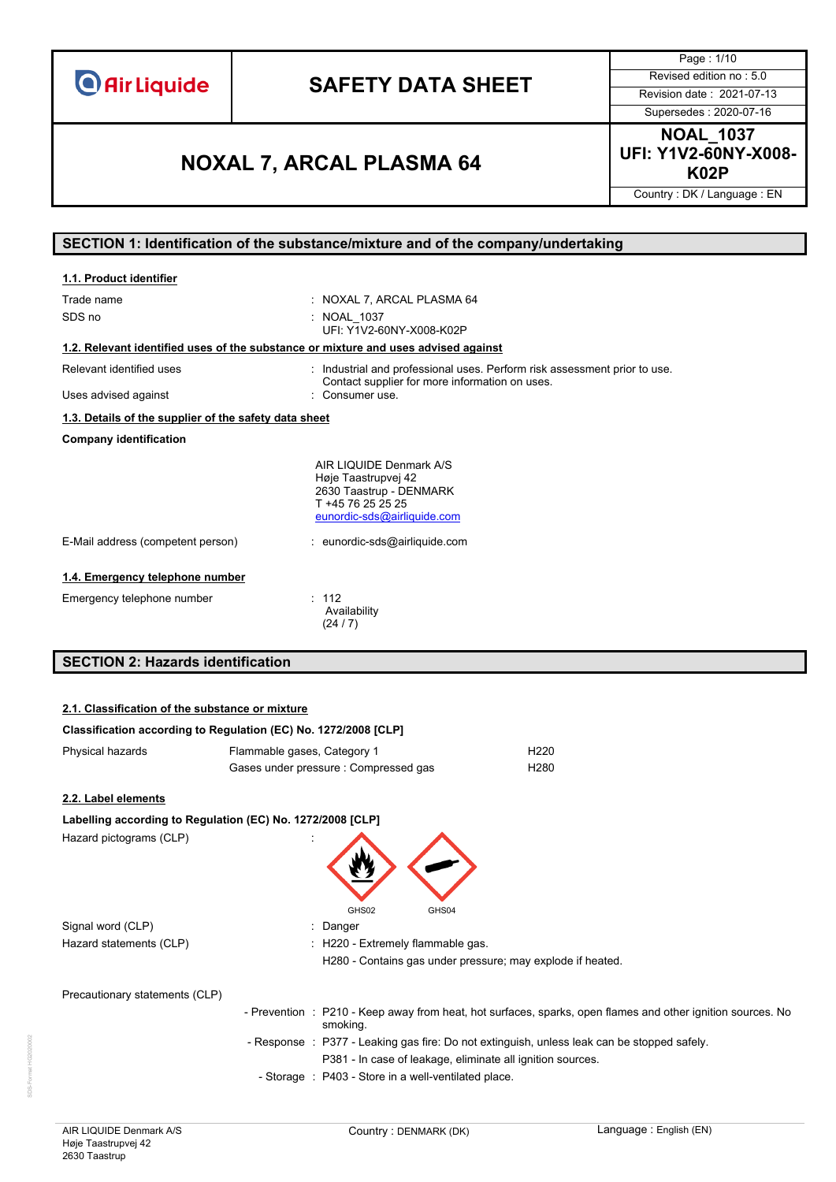# SAFETY DATA SHEET

Revised edition no : 5.0
Revision date : 2021-07-13
Supersedes : 2020-07-16

## NOXAL 7, ARCAL PLASMA 64

**NOAL_1037**
**UFI: Y1V2-60NY-X008-K02P**

Country : DK / Language : EN

## SECTION 1: Identification of the substance/mixture and of the company/undertaking

### 1.1. Product identifier

| | |
|---|---|
| Trade name | : NOXAL 7, ARCAL PLASMA 64 |
| SDS no | : NOAL_1037<br>UFI: Y1V2-60NY-X008-K02P |

### 1.2. Relevant identified uses of the substance or mixture and uses advised against

| | |
|---|---|
| Relevant identified uses | : Industrial and professional uses. Perform risk assessment prior to use. Contact supplier for more information on uses. |
| Uses advised against | : Consumer use. |

### 1.3. Details of the supplier of the safety data sheet

**Company identification**

AIR LIQUIDE Denmark A/S
Høje Taastrupvej 42
2630 Taastrup - DENMARK
T +45 76 25 25 25
eunordic-sds@airliquide.com

| | |
|---|---|
| E-Mail address (competent person) | : eunordic-sds@airliquide.com |

### 1.4. Emergency telephone number

| | |
|---|---|
| Emergency telephone number | : 112<br>Availability<br>(24 / 7) |

## SECTION 2: Hazards identification

### 2.1. Classification of the substance or mixture

**Classification according to Regulation (EC) No. 1272/2008 [CLP]**

| | | |
|---|---|---|
| Physical hazards | Flammable gases, Category 1 | H220 |
| | Gases under pressure : Compressed gas | H280 |

### 2.2. Label elements

**Labelling according to Regulation (EC) No. 1272/2008 [CLP]**

Hazard pictograms (CLP) :

GHS02 GHS04

| | |
|---|---|
| Signal word (CLP) | : Danger |
| Hazard statements (CLP) | : H220 - Extremely flammable gas.<br>H280 - Contains gas under pressure; may explode if heated. |

Precautionary statements (CLP)

| | |
|---|---|
| - Prevention | : P210 - Keep away from heat, hot surfaces, sparks, open flames and other ignition sources. No smoking. |
| - Response | : P377 - Leaking gas fire: Do not extinguish, unless leak can be stopped safely.<br>P381 - In case of leakage, eliminate all ignition sources. |
| - Storage | : P403 - Store in a well-ventilated place. |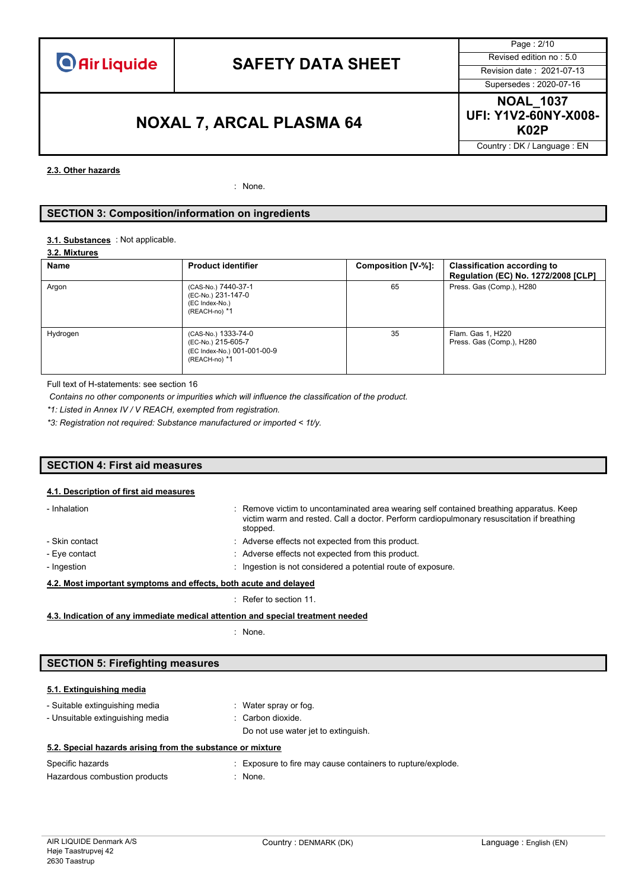### 2.3. Other hazards

: None.

## SECTION 3: Composition/information on ingredients

**3.1. Substances** : Not applicable.

**3.2. Mixtures**

| Name | Product identifier | Composition [V-%]: | Classification according to Regulation (EC) No. 1272/2008 [CLP] |
|---|---|---|---|
| Argon | (CAS-No.) 7440-37-1<br>(EC-No.) 231-147-0<br>(EC Index-No.)<br>(REACH-no) *1 | 65 | Press. Gas (Comp.), H280 |
| Hydrogen | (CAS-No.) 1333-74-0<br>(EC-No.) 215-605-7<br>(EC Index-No.) 001-001-00-9<br>(REACH-no) *1 | 35 | Flam. Gas 1, H220<br>Press. Gas (Comp.), H280 |

Full text of H-statements: see section 16

*Contains no other components or impurities which will influence the classification of the product.*

*\*1: Listed in Annex IV / V REACH, exempted from registration.*

*\*3: Registration not required: Substance manufactured or imported < 1t/y.*

## SECTION 4: First aid measures

### 4.1. Description of first aid measures

- Inhalation : Remove victim to uncontaminated area wearing self contained breathing apparatus. Keep victim warm and rested. Call a doctor. Perform cardiopulmonary resuscitation if breathing stopped.
- Skin contact : Adverse effects not expected from this product.
- Eye contact : Adverse effects not expected from this product.
- Ingestion : Ingestion is not considered a potential route of exposure.

### 4.2. Most important symptoms and effects, both acute and delayed

: Refer to section 11.

### 4.3. Indication of any immediate medical attention and special treatment needed

: None.

## SECTION 5: Firefighting measures

### 5.1. Extinguishing media

- Suitable extinguishing media : Water spray or fog.
- Unsuitable extinguishing media : Carbon dioxide.
  Do not use water jet to extinguish.

### 5.2. Special hazards arising from the substance or mixture

Specific hazards : Exposure to fire may cause containers to rupture/explode.

Hazardous combustion products : None.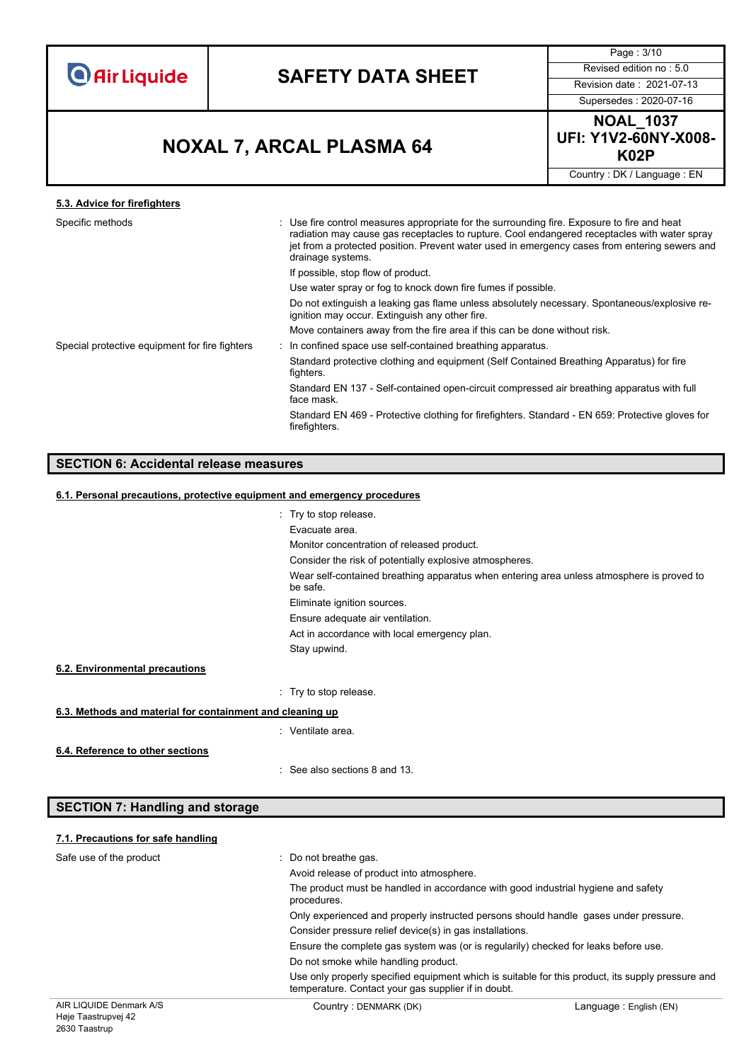### 5.3. Advice for firefighters

Specific methods : Use fire control measures appropriate for the surrounding fire. Exposure to fire and heat radiation may cause gas receptacles to rupture. Cool endangered receptacles with water spray jet from a protected position. Prevent water used in emergency cases from entering sewers and drainage systems.

If possible, stop flow of product.

Use water spray or fog to knock down fire fumes if possible.

Do not extinguish a leaking gas flame unless absolutely necessary. Spontaneous/explosive re-ignition may occur. Extinguish any other fire.

Move containers away from the fire area if this can be done without risk.

Special protective equipment for fire fighters : In confined space use self-contained breathing apparatus.

Standard protective clothing and equipment (Self Contained Breathing Apparatus) for fire fighters.

Standard EN 137 - Self-contained open-circuit compressed air breathing apparatus with full face mask.

Standard EN 469 - Protective clothing for firefighters. Standard - EN 659: Protective gloves for firefighters.

## SECTION 6: Accidental release measures

### 6.1. Personal precautions, protective equipment and emergency procedures

: Try to stop release.

Evacuate area.

Monitor concentration of released product.

Consider the risk of potentially explosive atmospheres.

Wear self-contained breathing apparatus when entering area unless atmosphere is proved to be safe.

Eliminate ignition sources.

Ensure adequate air ventilation.

Act in accordance with local emergency plan.

Stay upwind.

### 6.2. Environmental precautions

: Try to stop release.

### 6.3. Methods and material for containment and cleaning up

: Ventilate area.

### 6.4. Reference to other sections

: See also sections 8 and 13.

## SECTION 7: Handling and storage

### 7.1. Precautions for safe handling

Safe use of the product : Do not breathe gas.

Avoid release of product into atmosphere.

The product must be handled in accordance with good industrial hygiene and safety procedures.

Only experienced and properly instructed persons should handle gases under pressure.

Consider pressure relief device(s) in gas installations.

Ensure the complete gas system was (or is regularily) checked for leaks before use.

Do not smoke while handling product.

Use only properly specified equipment which is suitable for this product, its supply pressure and temperature. Contact your gas supplier if in doubt.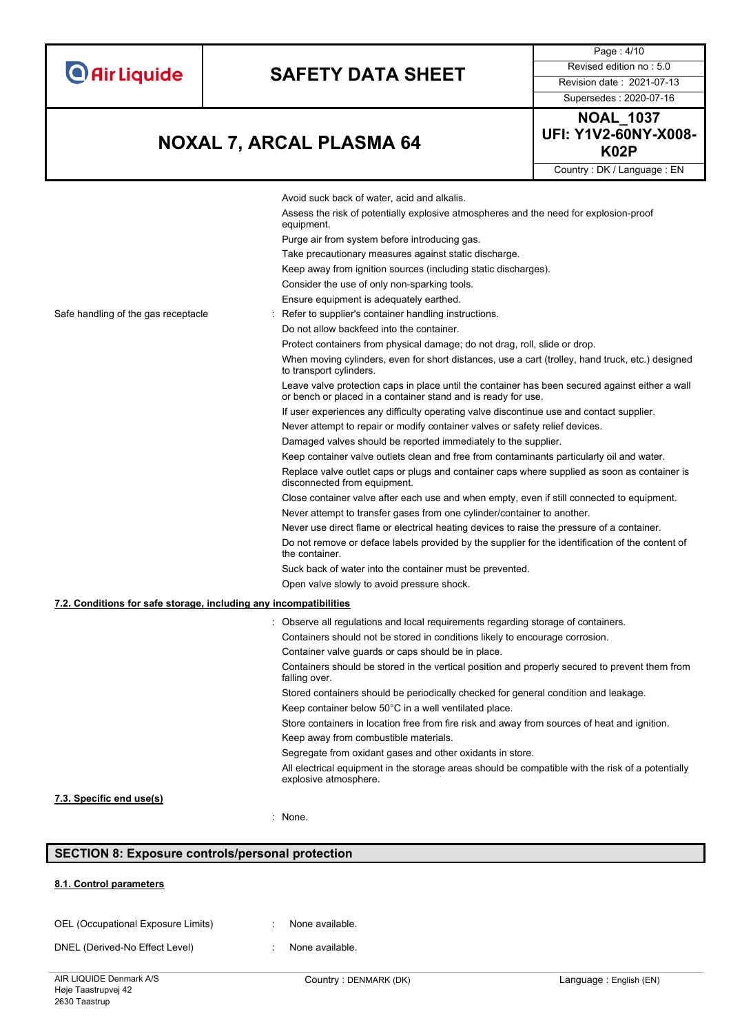Avoid suck back of water, acid and alkalis.

Assess the risk of potentially explosive atmospheres and the need for explosion-proof equipment.

Purge air from system before introducing gas.

Take precautionary measures against static discharge.

Keep away from ignition sources (including static discharges).

Consider the use of only non-sparking tools.

Ensure equipment is adequately earthed.

Safe handling of the gas receptacle : Refer to supplier's container handling instructions.

Do not allow backfeed into the container.

Protect containers from physical damage; do not drag, roll, slide or drop.

When moving cylinders, even for short distances, use a cart (trolley, hand truck, etc.) designed to transport cylinders.

Leave valve protection caps in place until the container has been secured against either a wall or bench or placed in a container stand and is ready for use.

If user experiences any difficulty operating valve discontinue use and contact supplier.

Never attempt to repair or modify container valves or safety relief devices.

Damaged valves should be reported immediately to the supplier.

Keep container valve outlets clean and free from contaminants particularly oil and water.

Replace valve outlet caps or plugs and container caps where supplied as soon as container is disconnected from equipment.

Close container valve after each use and when empty, even if still connected to equipment.

Never attempt to transfer gases from one cylinder/container to another.

Never use direct flame or electrical heating devices to raise the pressure of a container.

Do not remove or deface labels provided by the supplier for the identification of the content of the container.

Suck back of water into the container must be prevented.

Open valve slowly to avoid pressure shock.

### 7.2. Conditions for safe storage, including any incompatibilities

: Observe all regulations and local requirements regarding storage of containers.

Containers should not be stored in conditions likely to encourage corrosion.

Container valve guards or caps should be in place.

Containers should be stored in the vertical position and properly secured to prevent them from falling over.

Stored containers should be periodically checked for general condition and leakage.

Keep container below 50°C in a well ventilated place.

Store containers in location free from fire risk and away from sources of heat and ignition.

Keep away from combustible materials.

Segregate from oxidant gases and other oxidants in store.

All electrical equipment in the storage areas should be compatible with the risk of a potentially explosive atmosphere.

### 7.3. Specific end use(s)

: None.

## SECTION 8: Exposure controls/personal protection

### 8.1. Control parameters

OEL (Occupational Exposure Limits) : None available.

DNEL (Derived-No Effect Level) : None available.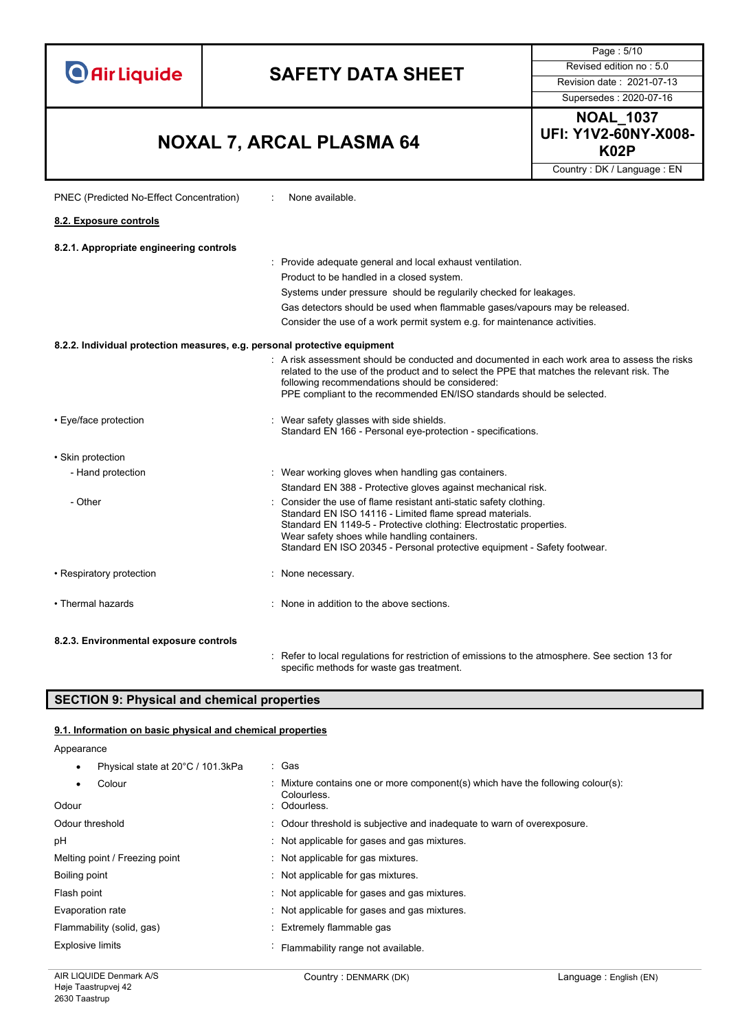PNEC (Predicted No-Effect Concentration) : None available.

### 8.2. Exposure controls

#### 8.2.1. Appropriate engineering controls

: Provide adequate general and local exhaust ventilation.
Product to be handled in a closed system.
Systems under pressure should be regularly checked for leakages.
Gas detectors should be used when flammable gases/vapours may be released.
Consider the use of a work permit system e.g. for maintenance activities.

#### 8.2.2. Individual protection measures, e.g. personal protective equipment

: A risk assessment should be conducted and documented in each work area to assess the risks related to the use of the product and to select the PPE that matches the relevant risk. The following recommendations should be considered:
PPE compliant to the recommended EN/ISO standards should be selected.

- Eye/face protection : Wear safety glasses with side shields.
  Standard EN 166 - Personal eye-protection - specifications.

- Skin protection
  - Hand protection : Wear working gloves when handling gas containers.
    Standard EN 388 - Protective gloves against mechanical risk.
  - Other : Consider the use of flame resistant anti-static safety clothing.
    Standard EN ISO 14116 - Limited flame spread materials.
    Standard EN 1149-5 - Protective clothing: Electrostatic properties.
    Wear safety shoes while handling containers.
    Standard EN ISO 20345 - Personal protective equipment - Safety footwear.

- Respiratory protection : None necessary.

- Thermal hazards : None in addition to the above sections.

#### 8.2.3. Environmental exposure controls

: Refer to local regulations for restriction of emissions to the atmosphere. See section 13 for specific methods for waste gas treatment.

## SECTION 9: Physical and chemical properties

### 9.1. Information on basic physical and chemical properties

Appearance

- Physical state at 20°C / 101.3kPa : Gas
- Colour : Mixture contains one or more component(s) which have the following colour(s): Colourless.

Odour : Odourless.

Odour threshold : Odour threshold is subjective and inadequate to warn of overexposure.

pH : Not applicable for gases and gas mixtures.

Melting point / Freezing point : Not applicable for gas mixtures.

Boiling point : Not applicable for gas mixtures.

Flash point : Not applicable for gases and gas mixtures.

Evaporation rate : Not applicable for gases and gas mixtures.

Flammability (solid, gas) : Extremely flammable gas

Explosive limits : Flammability range not available.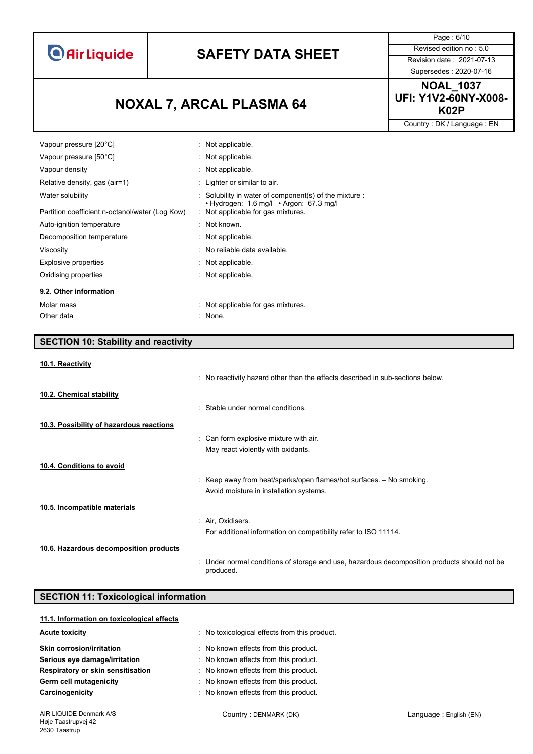| | |
|---|---|
| Vapour pressure [20°C] | : Not applicable. |
| Vapour pressure [50°C] | : Not applicable. |
| Vapour density | : Not applicable. |
| Relative density, gas (air=1) | : Lighter or similar to air. |
| Water solubility | : Solubility in water of component(s) of the mixture : • Hydrogen: 1.6 mg/l • Argon: 67.3 mg/l |
| Partition coefficient n-octanol/water (Log Kow) | : Not applicable for gas mixtures. |
| Auto-ignition temperature | : Not known. |
| Decomposition temperature | : Not applicable. |
| Viscosity | : No reliable data available. |
| Explosive properties | : Not applicable. |
| Oxidising properties | : Not applicable. |

### 9.2. Other information

| | |
|---|---|
| Molar mass | : Not applicable for gas mixtures. |
| Other data | : None. |

## SECTION 10: Stability and reactivity

### 10.1. Reactivity

: No reactivity hazard other than the effects described in sub-sections below.

### 10.2. Chemical stability

: Stable under normal conditions.

### 10.3. Possibility of hazardous reactions

: Can form explosive mixture with air.
May react violently with oxidants.

### 10.4. Conditions to avoid

: Keep away from heat/sparks/open flames/hot surfaces. – No smoking.
Avoid moisture in installation systems.

### 10.5. Incompatible materials

: Air, Oxidisers.
For additional information on compatibility refer to ISO 11114.

### 10.6. Hazardous decomposition products

: Under normal conditions of storage and use, hazardous decomposition products should not be produced.

## SECTION 11: Toxicological information

### 11.1. Information on toxicological effects

| | |
|---|---|
| **Acute toxicity** | : No toxicological effects from this product. |
| **Skin corrosion/irritation** | : No known effects from this product. |
| **Serious eye damage/irritation** | : No known effects from this product. |
| **Respiratory or skin sensitisation** | : No known effects from this product. |
| **Germ cell mutagenicity** | : No known effects from this product. |
| **Carcinogenicity** | : No known effects from this product. |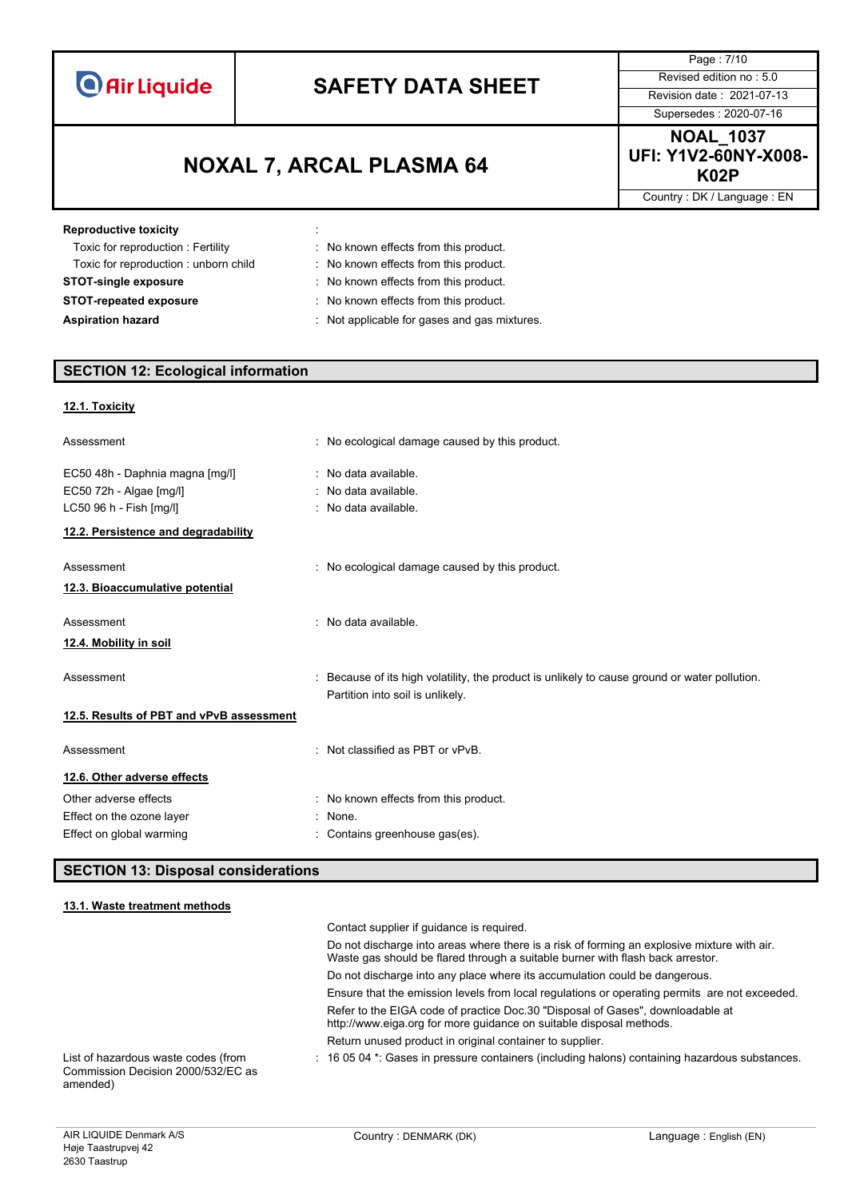**Reproductive toxicity** :

Toxic for reproduction : Fertility : No known effects from this product.

Toxic for reproduction : unborn child : No known effects from this product.

**STOT-single exposure** : No known effects from this product.

**STOT-repeated exposure** : No known effects from this product.

**Aspiration hazard** : Not applicable for gases and gas mixtures.

## SECTION 12: Ecological information

### 12.1. Toxicity

Assessment : No ecological damage caused by this product.

EC50 48h - Daphnia magna [mg/l] : No data available.

EC50 72h - Algae [mg/l] : No data available.

LC50 96 h - Fish [mg/l] : No data available.

### 12.2. Persistence and degradability

Assessment : No ecological damage caused by this product.

### 12.3. Bioaccumulative potential

Assessment : No data available.

### 12.4. Mobility in soil

Assessment : Because of its high volatility, the product is unlikely to cause ground or water pollution. Partition into soil is unlikely.

### 12.5. Results of PBT and vPvB assessment

Assessment : Not classified as PBT or vPvB.

### 12.6. Other adverse effects

Other adverse effects : No known effects from this product.

Effect on the ozone layer : None.

Effect on global warming : Contains greenhouse gas(es).

## SECTION 13: Disposal considerations

### 13.1. Waste treatment methods

Contact supplier if guidance is required.

Do not discharge into areas where there is a risk of forming an explosive mixture with air. Waste gas should be flared through a suitable burner with flash back arrestor.

Do not discharge into any place where its accumulation could be dangerous.

Ensure that the emission levels from local regulations or operating permits are not exceeded.

Refer to the EIGA code of practice Doc.30 "Disposal of Gases", downloadable at http://www.eiga.org for more guidance on suitable disposal methods.

Return unused product in original container to supplier.

List of hazardous waste codes (from Commission Decision 2000/532/EC as amended) : 16 05 04 *: Gases in pressure containers (including halons) containing hazardous substances.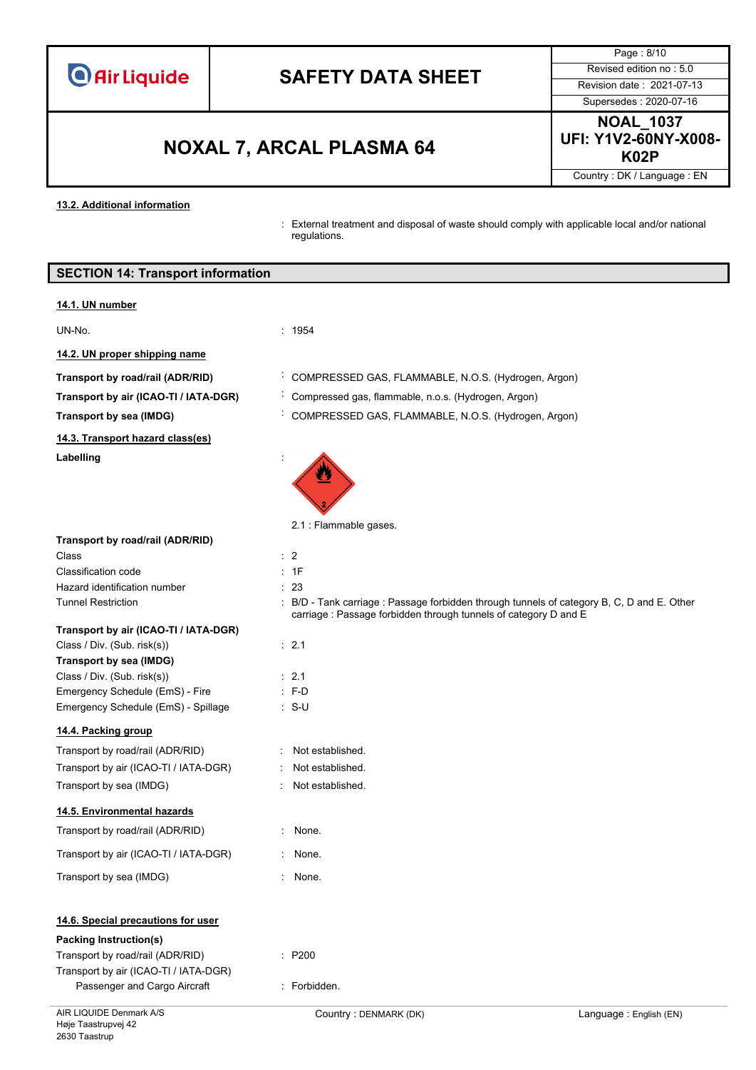#### 13.2. Additional information

: External treatment and disposal of waste should comply with applicable local and/or national regulations.

## SECTION 14: Transport information

#### 14.1. UN number

UN-No. : 1954

#### 14.2. UN proper shipping name

**Transport by road/rail (ADR/RID)** : COMPRESSED GAS, FLAMMABLE, N.O.S. (Hydrogen, Argon)

**Transport by air (ICAO-TI / IATA-DGR)** : Compressed gas, flammable, n.o.s. (Hydrogen, Argon)

**Transport by sea (IMDG)** : COMPRESSED GAS, FLAMMABLE, N.O.S. (Hydrogen, Argon)

#### 14.3. Transport hazard class(es)

**Labelling** :

2.1 : Flammable gases.

**Transport by road/rail (ADR/RID)**

Class : 2

Classification code : 1F

Hazard identification number : 23

Tunnel Restriction : B/D - Tank carriage : Passage forbidden through tunnels of category B, C, D and E. Other carriage : Passage forbidden through tunnels of category D and E

**Transport by air (ICAO-TI / IATA-DGR)**

Class / Div. (Sub. risk(s)) : 2.1

**Transport by sea (IMDG)**

Class / Div. (Sub. risk(s)) : 2.1

Emergency Schedule (EmS) - Fire : F-D

Emergency Schedule (EmS) - Spillage : S-U

#### 14.4. Packing group

Transport by road/rail (ADR/RID) : Not established.

Transport by air (ICAO-TI / IATA-DGR) : Not established.

Transport by sea (IMDG) : Not established.

#### 14.5. Environmental hazards

Transport by road/rail (ADR/RID) : None.

Transport by air (ICAO-TI / IATA-DGR) : None.

Transport by sea (IMDG) : None.

#### 14.6. Special precautions for user

**Packing Instruction(s)**

Transport by road/rail (ADR/RID) : P200

Transport by air (ICAO-TI / IATA-DGR)

Passenger and Cargo Aircraft : Forbidden.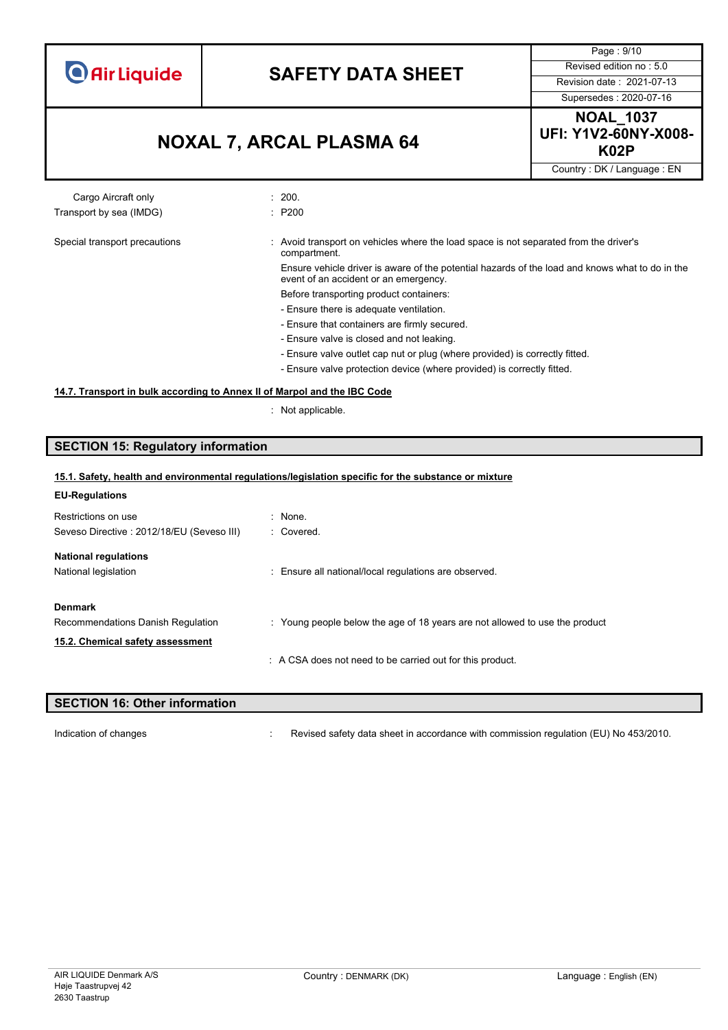| | |
|---|---|
| Cargo Aircraft only | : 200. |
| Transport by sea (IMDG) | : P200 |

Special transport precautions : Avoid transport on vehicles where the load space is not separated from the driver's compartment.
Ensure vehicle driver is aware of the potential hazards of the load and knows what to do in the event of an accident or an emergency.
Before transporting product containers:
- Ensure there is adequate ventilation.
- Ensure that containers are firmly secured.
- Ensure valve is closed and not leaking.
- Ensure valve outlet cap nut or plug (where provided) is correctly fitted.
- Ensure valve protection device (where provided) is correctly fitted.

### 14.7. Transport in bulk according to Annex II of Marpol and the IBC Code

: Not applicable.

## SECTION 15: Regulatory information

### 15.1. Safety, health and environmental regulations/legislation specific for the substance or mixture

**EU-Regulations**

| | |
|---|---|
| Restrictions on use | : None. |
| Seveso Directive : 2012/18/EU (Seveso III) | : Covered. |

**National regulations**

National legislation : Ensure all national/local regulations are observed.

**Denmark**

Recommendations Danish Regulation : Young people below the age of 18 years are not allowed to use the product

### 15.2. Chemical safety assessment

: A CSA does not need to be carried out for this product.

## SECTION 16: Other information

Indication of changes : Revised safety data sheet in accordance with commission regulation (EU) No 453/2010.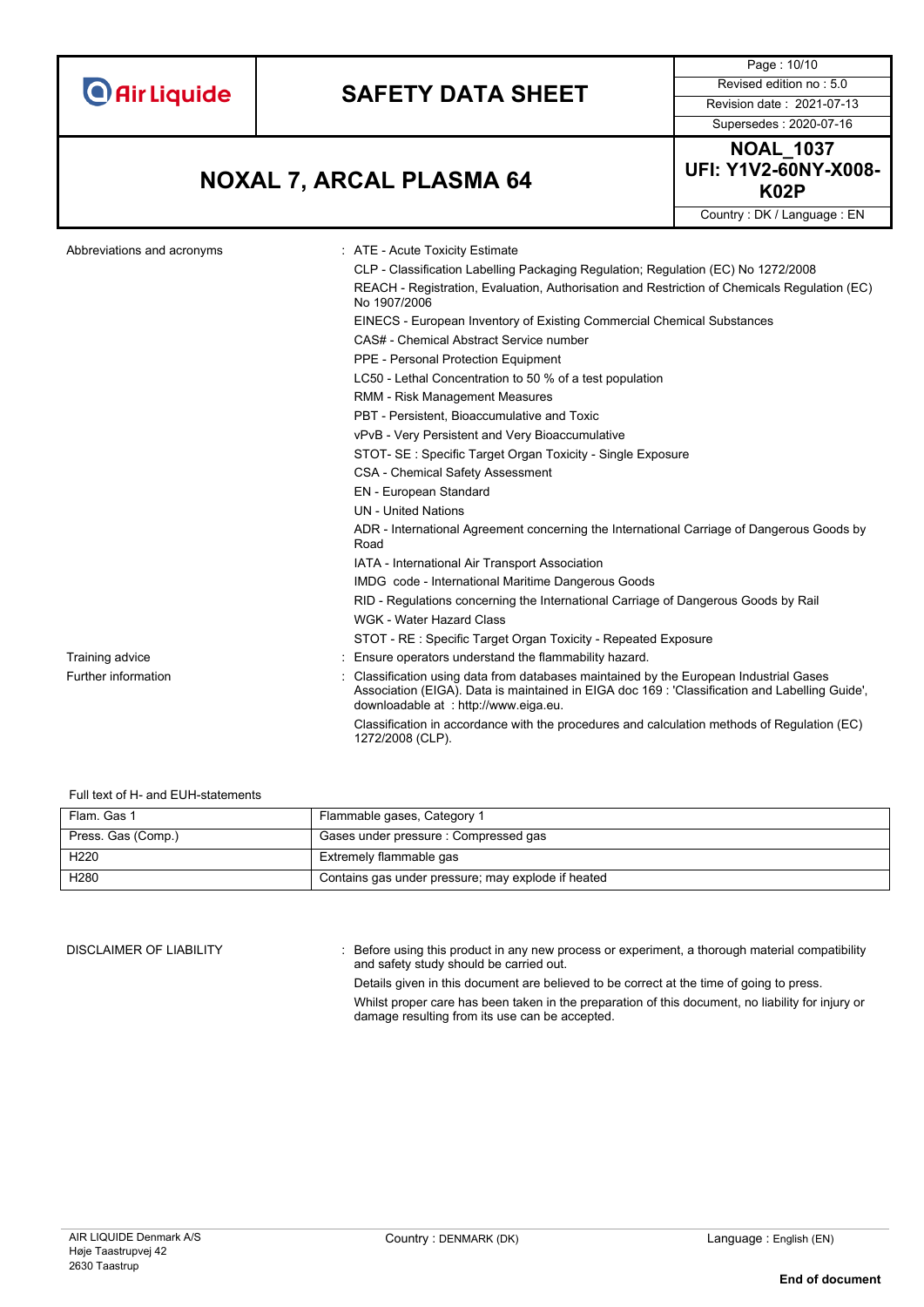Abbreviations and acronyms : ATE - Acute Toxicity Estimate

CLP - Classification Labelling Packaging Regulation; Regulation (EC) No 1272/2008

REACH - Registration, Evaluation, Authorisation and Restriction of Chemicals Regulation (EC) No 1907/2006

EINECS - European Inventory of Existing Commercial Chemical Substances

CAS# - Chemical Abstract Service number

PPE - Personal Protection Equipment

LC50 - Lethal Concentration to 50 % of a test population

RMM - Risk Management Measures

PBT - Persistent, Bioaccumulative and Toxic

vPvB - Very Persistent and Very Bioaccumulative

STOT- SE : Specific Target Organ Toxicity - Single Exposure

CSA - Chemical Safety Assessment

EN - European Standard

UN - United Nations

ADR - International Agreement concerning the International Carriage of Dangerous Goods by Road

IATA - International Air Transport Association

IMDG code - International Maritime Dangerous Goods

RID - Regulations concerning the International Carriage of Dangerous Goods by Rail

WGK - Water Hazard Class

STOT - RE : Specific Target Organ Toxicity - Repeated Exposure

Training advice : Ensure operators understand the flammability hazard.

Further information : Classification using data from databases maintained by the European Industrial Gases Association (EIGA). Data is maintained in EIGA doc 169 : 'Classification and Labelling Guide', downloadable at : http://www.eiga.eu.

Classification in accordance with the procedures and calculation methods of Regulation (EC) 1272/2008 (CLP).

Full text of H- and EUH-statements

| | |
|---|---|
| Flam. Gas 1 | Flammable gases, Category 1 |
| Press. Gas (Comp.) | Gases under pressure : Compressed gas |
| H220 | Extremely flammable gas |
| H280 | Contains gas under pressure; may explode if heated |

DISCLAIMER OF LIABILITY : Before using this product in any new process or experiment, a thorough material compatibility and safety study should be carried out.

Details given in this document are believed to be correct at the time of going to press.

Whilst proper care has been taken in the preparation of this document, no liability for injury or damage resulting from its use can be accepted.

End of document